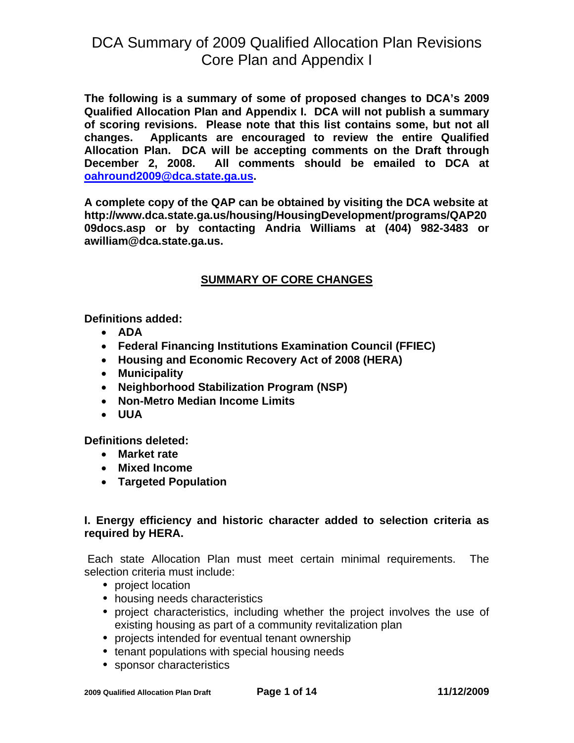# DCA Summary of 2009 Qualified Allocation Plan Revisions Core Plan and Appendix I

**The following is a summary of some of proposed changes to DCA's 2009 Qualified Allocation Plan and Appendix I. DCA will not publish a summary of scoring revisions. Please note that this list contains some, but not all changes. Applicants are encouraged to review the entire Qualified Allocation Plan. DCA will be accepting comments on the Draft through December 2, 2008. All comments should be emailed to DCA at [oahround2009@dca.state.ga.us](mailto:oahround2009@dca.state.ga.us).**

**A complete copy of the QAP can be obtained by visiting the DCA website at http://www.dca.state.ga.us/housing/HousingDevelopment/programs/QAP2009docs.asp or by contacting Andria Williams at (404) 982-3483 or awilliam@dca.state.ga.us.**

## SUMMARY OF CORE CHANGES

**Definitions added:**

- **ADA**
- **Federal Financing Institutions Examination Council (FFIEC)**
- **Housing and Economic Recovery Act of 2008 (HERA)**
- **Municipality**
- **Neighborhood Stabilization Program (NSP)**
- **Non-Metro Median Income Limits**
- **UUA**

**Definitions deleted:**

- **Market rate**
- **Mixed Income**
- **Targeted Population**

### I. Energy efficiency and historic character added to selection criteria as required by HERA.

Each state Allocation Plan must meet certain minimal requirements. The selection criteria must include:

- project location
- housing needs characteristics
- project characteristics, including whether the project involves the use of existing housing as part of a community revitalization plan
- projects intended for eventual tenant ownership
- tenant populations with special housing needs
- sponsor characteristics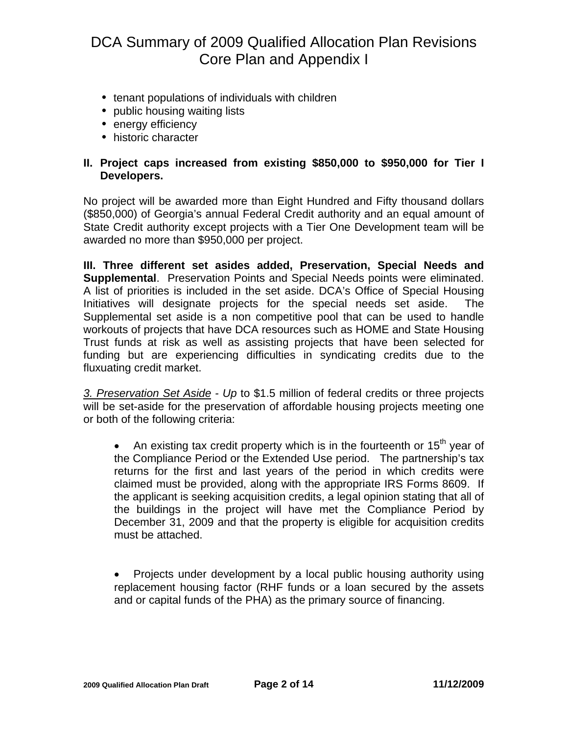- tenant populations of individuals with children
- public housing waiting lists
- energy efficiency
- historic character

**II. Project caps increased from existing $850,000 to $950,000 for Tier I Developers.**

No project will be awarded more than Eight Hundred and Fifty thousand dollars ($850,000) of Georgia's annual Federal Credit authority and an equal amount of State Credit authority except projects with a Tier One Development team will be awarded no more than $950,000 per project.

**III. Three different set asides added, Preservation, Special Needs and Supplemental**. Preservation Points and Special Needs points were eliminated. A list of priorities is included in the set aside. DCA's Office of Special Housing Initiatives will designate projects for the special needs set aside. The Supplemental set aside is a non competitive pool that can be used to handle workouts of projects that have DCA resources such as HOME and State Housing Trust funds at risk as well as assisting projects that have been selected for funding but are experiencing difficulties in syndicating credits due to the fluxuating credit market.

*<u>3. Preservation Set Aside</u> - Up* to $1.5 million of federal credits or three projects will be set-aside for the preservation of affordable housing projects meeting one or both of the following criteria:

- An existing tax credit property which is in the fourteenth or 15th year of the Compliance Period or the Extended Use period. The partnership's tax returns for the first and last years of the period in which credits were claimed must be provided, along with the appropriate IRS Forms 8609. If the applicant is seeking acquisition credits, a legal opinion stating that all of the buildings in the project will have met the Compliance Period by December 31, 2009 and that the property is eligible for acquisition credits must be attached.

- Projects under development by a local public housing authority using replacement housing factor (RHF funds or a loan secured by the assets and or capital funds of the PHA) as the primary source of financing.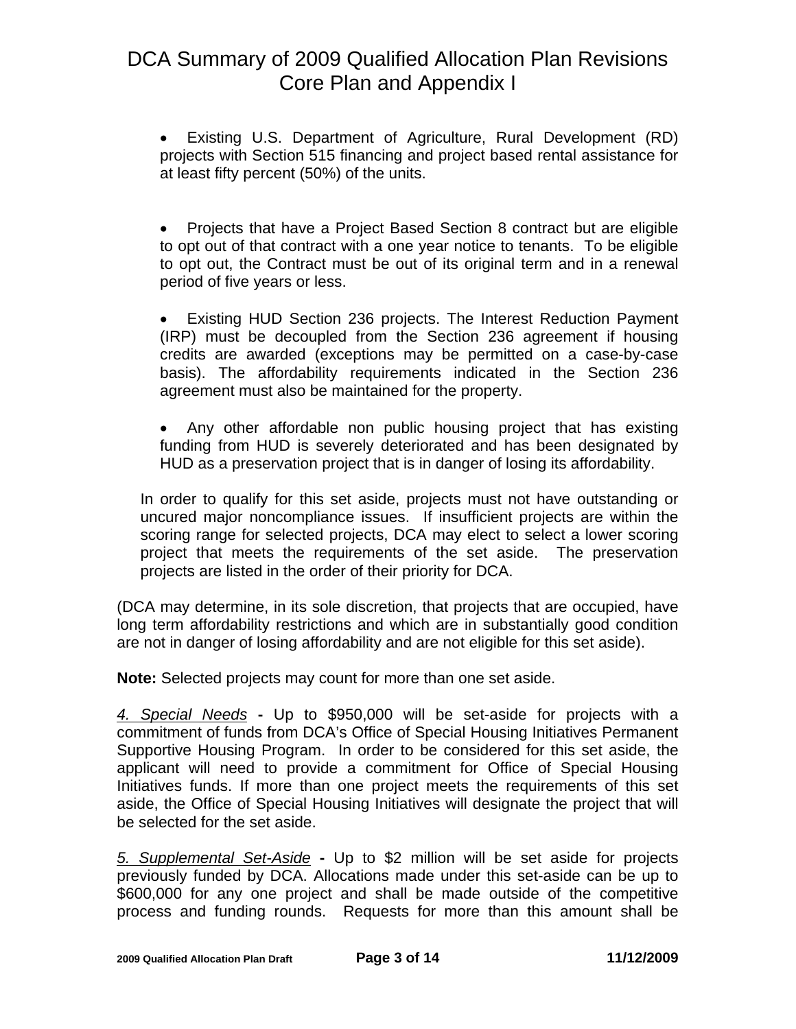- Existing U.S. Department of Agriculture, Rural Development (RD) projects with Section 515 financing and project based rental assistance for at least fifty percent (50%) of the units.

- Projects that have a Project Based Section 8 contract but are eligible to opt out of that contract with a one year notice to tenants. To be eligible to opt out, the Contract must be out of its original term and in a renewal period of five years or less.

- Existing HUD Section 236 projects. The Interest Reduction Payment (IRP) must be decoupled from the Section 236 agreement if housing credits are awarded (exceptions may be permitted on a case-by-case basis). The affordability requirements indicated in the Section 236 agreement must also be maintained for the property.

- Any other affordable non public housing project that has existing funding from HUD is severely deteriorated and has been designated by HUD as a preservation project that is in danger of losing its affordability.

In order to qualify for this set aside, projects must not have outstanding or uncured major noncompliance issues. If insufficient projects are within the scoring range for selected projects, DCA may elect to select a lower scoring project that meets the requirements of the set aside. The preservation projects are listed in the order of their priority for DCA.

(DCA may determine, in its sole discretion, that projects that are occupied, have long term affordability restrictions and which are in substantially good condition are not in danger of losing affordability and are not eligible for this set aside).

**Note:** Selected projects may count for more than one set aside.

*4. Special Needs* **-** Up to $950,000 will be set-aside for projects with a commitment of funds from DCA's Office of Special Housing Initiatives Permanent Supportive Housing Program. In order to be considered for this set aside, the applicant will need to provide a commitment for Office of Special Housing Initiatives funds. If more than one project meets the requirements of this set aside, the Office of Special Housing Initiatives will designate the project that will be selected for the set aside.

*5. Supplemental Set-Aside* **-** Up to $2 million will be set aside for projects previously funded by DCA. Allocations made under this set-aside can be up to $600,000 for any one project and shall be made outside of the competitive process and funding rounds. Requests for more than this amount shall be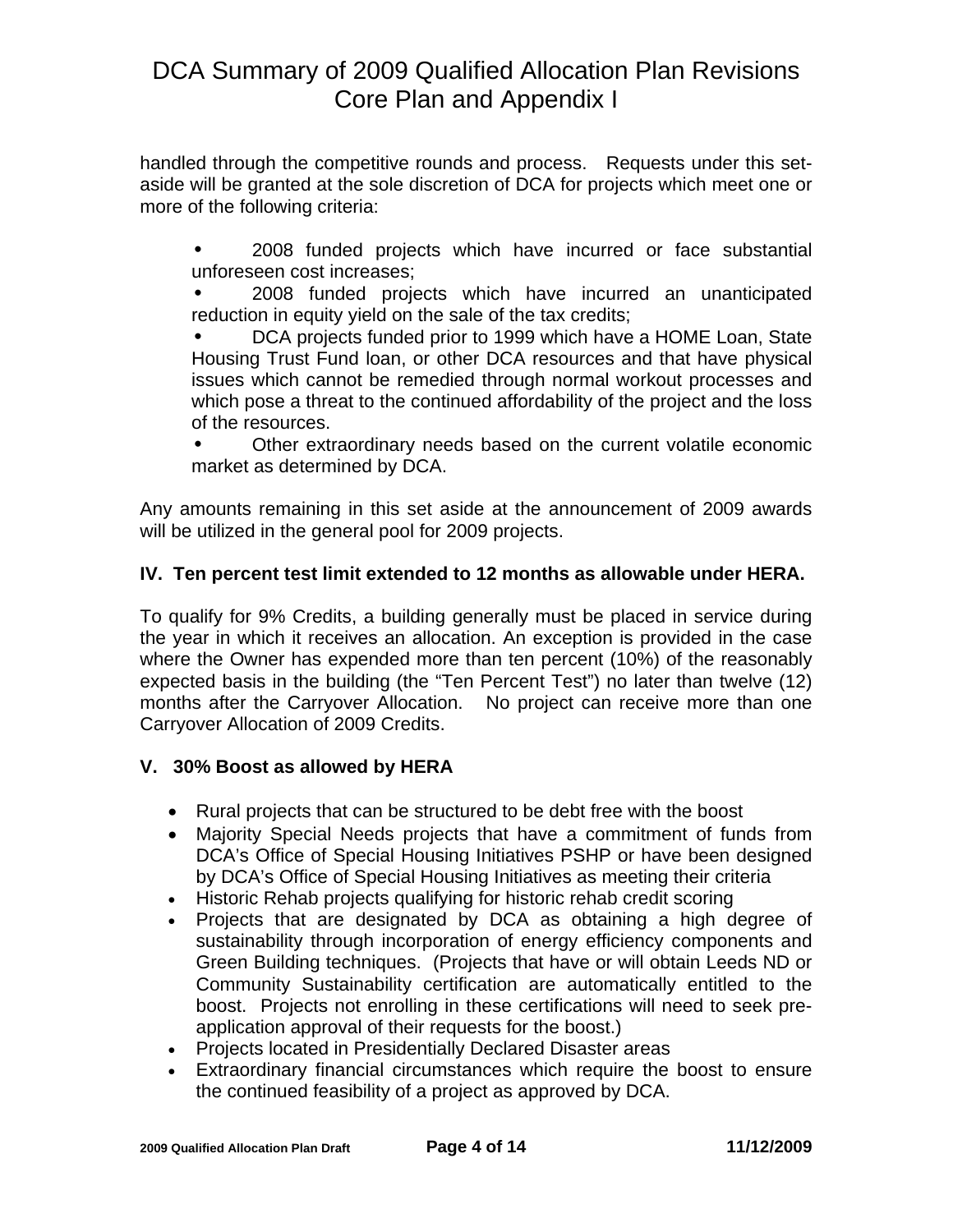handled through the competitive rounds and process. Requests under this set-aside will be granted at the sole discretion of DCA for projects which meet one or more of the following criteria:

- 2008 funded projects which have incurred or face substantial unforeseen cost increases;
- 2008 funded projects which have incurred an unanticipated reduction in equity yield on the sale of the tax credits;
- DCA projects funded prior to 1999 which have a HOME Loan, State Housing Trust Fund loan, or other DCA resources and that have physical issues which cannot be remedied through normal workout processes and which pose a threat to the continued affordability of the project and the loss of the resources.
- Other extraordinary needs based on the current volatile economic market as determined by DCA.

Any amounts remaining in this set aside at the announcement of 2009 awards will be utilized in the general pool for 2009 projects.

**IV. Ten percent test limit extended to 12 months as allowable under HERA.**

To qualify for 9% Credits, a building generally must be placed in service during the year in which it receives an allocation. An exception is provided in the case where the Owner has expended more than ten percent (10%) of the reasonably expected basis in the building (the "Ten Percent Test") no later than twelve (12) months after the Carryover Allocation. No project can receive more than one Carryover Allocation of 2009 Credits.

**V. 30% Boost as allowed by HERA**

- Rural projects that can be structured to be debt free with the boost
- Majority Special Needs projects that have a commitment of funds from DCA's Office of Special Housing Initiatives PSHP or have been designed by DCA's Office of Special Housing Initiatives as meeting their criteria
- Historic Rehab projects qualifying for historic rehab credit scoring
- Projects that are designated by DCA as obtaining a high degree of sustainability through incorporation of energy efficiency components and Green Building techniques. (Projects that have or will obtain Leeds ND or Community Sustainability certification are automatically entitled to the boost. Projects not enrolling in these certifications will need to seek pre-application approval of their requests for the boost.)
- Projects located in Presidentially Declared Disaster areas
- Extraordinary financial circumstances which require the boost to ensure the continued feasibility of a project as approved by DCA.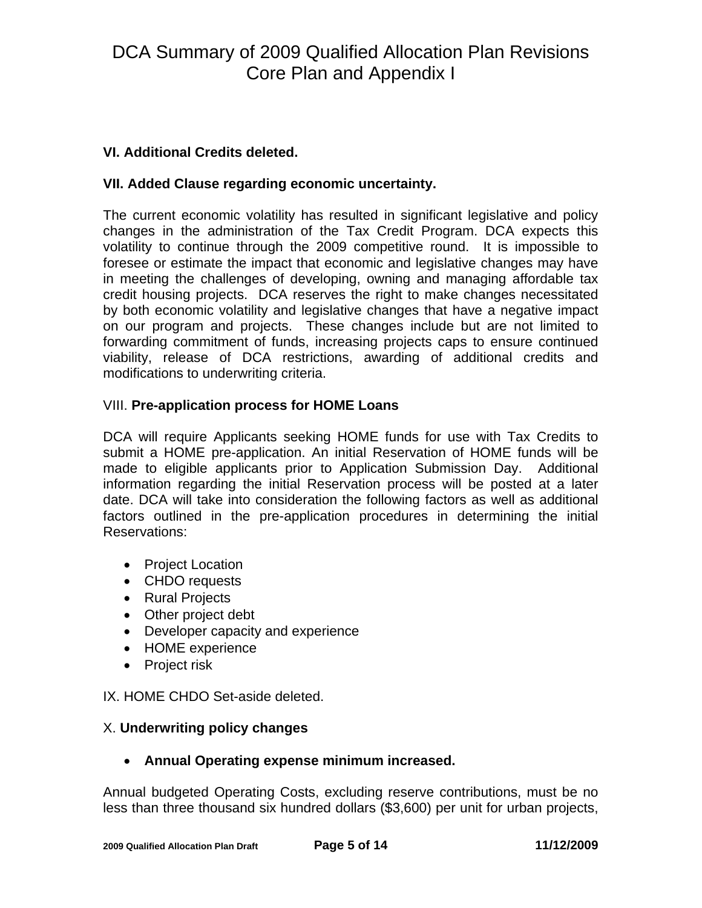**VI. Additional Credits deleted.**

**VII. Added Clause regarding economic uncertainty.**

The current economic volatility has resulted in significant legislative and policy changes in the administration of the Tax Credit Program. DCA expects this volatility to continue through the 2009 competitive round. It is impossible to foresee or estimate the impact that economic and legislative changes may have in meeting the challenges of developing, owning and managing affordable tax credit housing projects. DCA reserves the right to make changes necessitated by both economic volatility and legislative changes that have a negative impact on our program and projects. These changes include but are not limited to forwarding commitment of funds, increasing projects caps to ensure continued viability, release of DCA restrictions, awarding of additional credits and modifications to underwriting criteria.

VIII. **Pre-application process for HOME Loans**

DCA will require Applicants seeking HOME funds for use with Tax Credits to submit a HOME pre-application. An initial Reservation of HOME funds will be made to eligible applicants prior to Application Submission Day. Additional information regarding the initial Reservation process will be posted at a later date. DCA will take into consideration the following factors as well as additional factors outlined in the pre-application procedures in determining the initial Reservations:

- Project Location
- CHDO requests
- Rural Projects
- Other project debt
- Developer capacity and experience
- HOME experience
- Project risk

IX. HOME CHDO Set-aside deleted.

X. **Underwriting policy changes**

- **Annual Operating expense minimum increased.**

Annual budgeted Operating Costs, excluding reserve contributions, must be no less than three thousand six hundred dollars ($3,600) per unit for urban projects,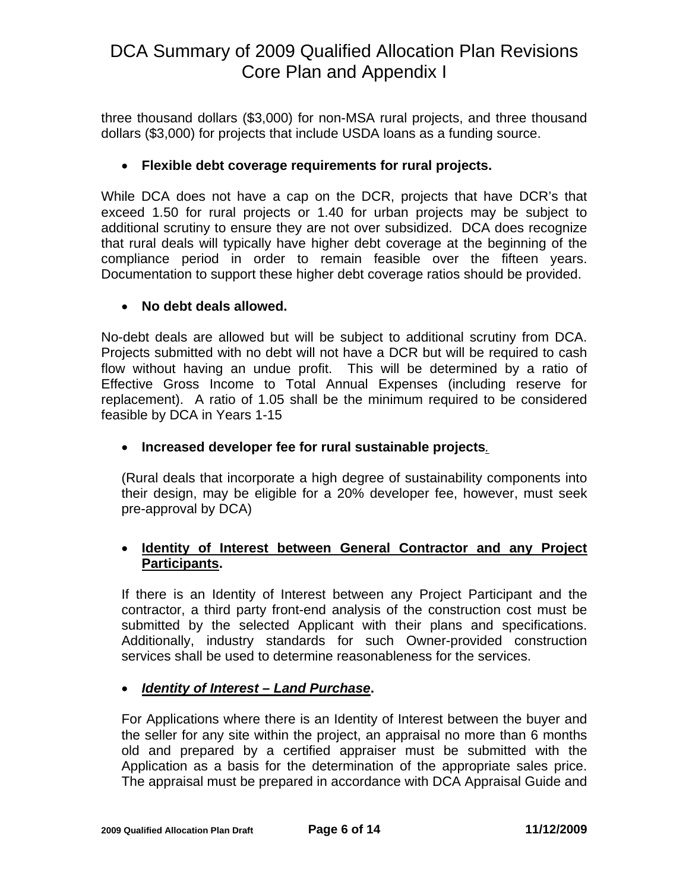three thousand dollars ($3,000) for non-MSA rural projects, and three thousand dollars ($3,000) for projects that include USDA loans as a funding source.

- **Flexible debt coverage requirements for rural projects.**

While DCA does not have a cap on the DCR, projects that have DCR's that exceed 1.50 for rural projects or 1.40 for urban projects may be subject to additional scrutiny to ensure they are not over subsidized. DCA does recognize that rural deals will typically have higher debt coverage at the beginning of the compliance period in order to remain feasible over the fifteen years. Documentation to support these higher debt coverage ratios should be provided.

- **No debt deals allowed.**

No-debt deals are allowed but will be subject to additional scrutiny from DCA. Projects submitted with no debt will not have a DCR but will be required to cash flow without having an undue profit. This will be determined by a ratio of Effective Gross Income to Total Annual Expenses (including reserve for replacement). A ratio of 1.05 shall be the minimum required to be considered feasible by DCA in Years 1-15

- **Increased developer fee for rural sustainable projects.**

  (Rural deals that incorporate a high degree of sustainability components into their design, may be eligible for a 20% developer fee, however, must seek pre-approval by DCA)

- **<u>Identity of Interest between General Contractor and any Project Participants</u>.**

  If there is an Identity of Interest between any Project Participant and the contractor, a third party front-end analysis of the construction cost must be submitted by the selected Applicant with their plans and specifications. Additionally, industry standards for such Owner-provided construction services shall be used to determine reasonableness for the services.

- ***<u>Identity of Interest – Land Purchase</u>*.**

  For Applications where there is an Identity of Interest between the buyer and the seller for any site within the project, an appraisal no more than 6 months old and prepared by a certified appraiser must be submitted with the Application as a basis for the determination of the appropriate sales price. The appraisal must be prepared in accordance with DCA Appraisal Guide and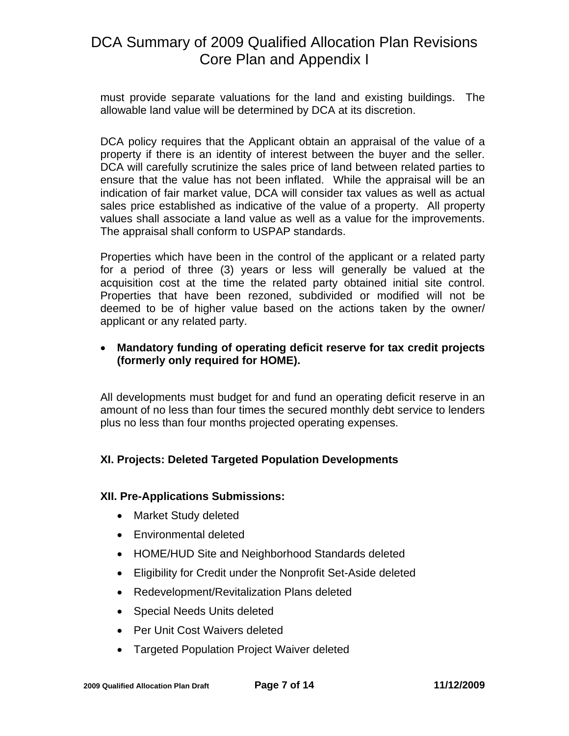must provide separate valuations for the land and existing buildings. The allowable land value will be determined by DCA at its discretion.

DCA policy requires that the Applicant obtain an appraisal of the value of a property if there is an identity of interest between the buyer and the seller. DCA will carefully scrutinize the sales price of land between related parties to ensure that the value has not been inflated. While the appraisal will be an indication of fair market value, DCA will consider tax values as well as actual sales price established as indicative of the value of a property. All property values shall associate a land value as well as a value for the improvements. The appraisal shall conform to USPAP standards.

Properties which have been in the control of the applicant or a related party for a period of three (3) years or less will generally be valued at the acquisition cost at the time the related party obtained initial site control. Properties that have been rezoned, subdivided or modified will not be deemed to be of higher value based on the actions taken by the owner/ applicant or any related party.

- **Mandatory funding of operating deficit reserve for tax credit projects (formerly only required for HOME).**

All developments must budget for and fund an operating deficit reserve in an amount of no less than four times the secured monthly debt service to lenders plus no less than four months projected operating expenses.

**XI. Projects: Deleted Targeted Population Developments**

**XII. Pre-Applications Submissions:**

- Market Study deleted
- Environmental deleted
- HOME/HUD Site and Neighborhood Standards deleted
- Eligibility for Credit under the Nonprofit Set-Aside deleted
- Redevelopment/Revitalization Plans deleted
- Special Needs Units deleted
- Per Unit Cost Waivers deleted
- Targeted Population Project Waiver deleted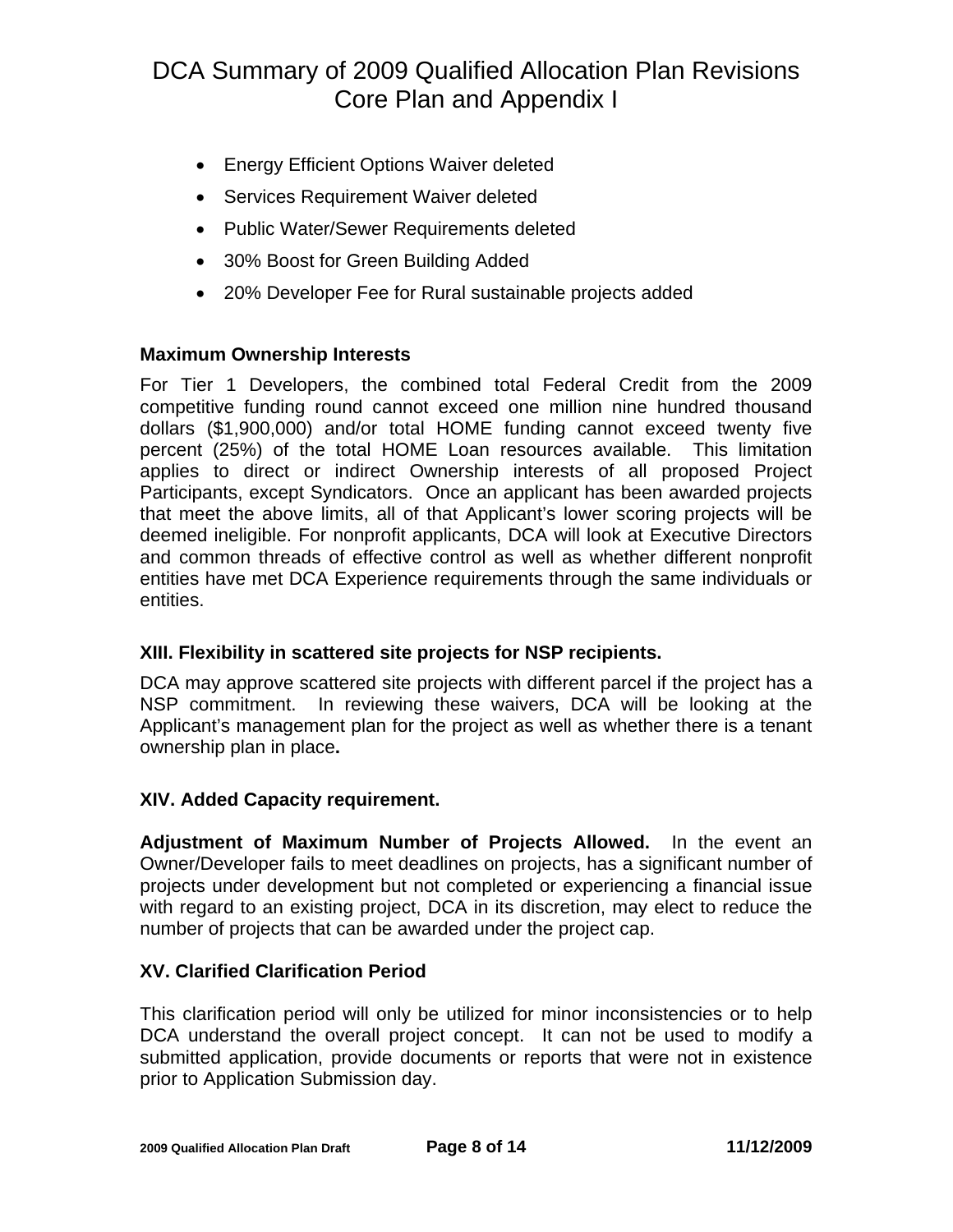- Energy Efficient Options Waiver deleted
- Services Requirement Waiver deleted
- Public Water/Sewer Requirements deleted
- 30% Boost for Green Building Added
- 20% Developer Fee for Rural sustainable projects added

**Maximum Ownership Interests**

For Tier 1 Developers, the combined total Federal Credit from the 2009 competitive funding round cannot exceed one million nine hundred thousand dollars ($1,900,000) and/or total HOME funding cannot exceed twenty five percent (25%) of the total HOME Loan resources available. This limitation applies to direct or indirect Ownership interests of all proposed Project Participants, except Syndicators. Once an applicant has been awarded projects that meet the above limits, all of that Applicant's lower scoring projects will be deemed ineligible. For nonprofit applicants, DCA will look at Executive Directors and common threads of effective control as well as whether different nonprofit entities have met DCA Experience requirements through the same individuals or entities.

**XIII. Flexibility in scattered site projects for NSP recipients.**

DCA may approve scattered site projects with different parcel if the project has a NSP commitment. In reviewing these waivers, DCA will be looking at the Applicant's management plan for the project as well as whether there is a tenant ownership plan in place**.**

**XIV. Added Capacity requirement.**

**Adjustment of Maximum Number of Projects Allowed.** In the event an Owner/Developer fails to meet deadlines on projects, has a significant number of projects under development but not completed or experiencing a financial issue with regard to an existing project, DCA in its discretion, may elect to reduce the number of projects that can be awarded under the project cap.

**XV. Clarified Clarification Period**

This clarification period will only be utilized for minor inconsistencies or to help DCA understand the overall project concept. It can not be used to modify a submitted application, provide documents or reports that were not in existence prior to Application Submission day.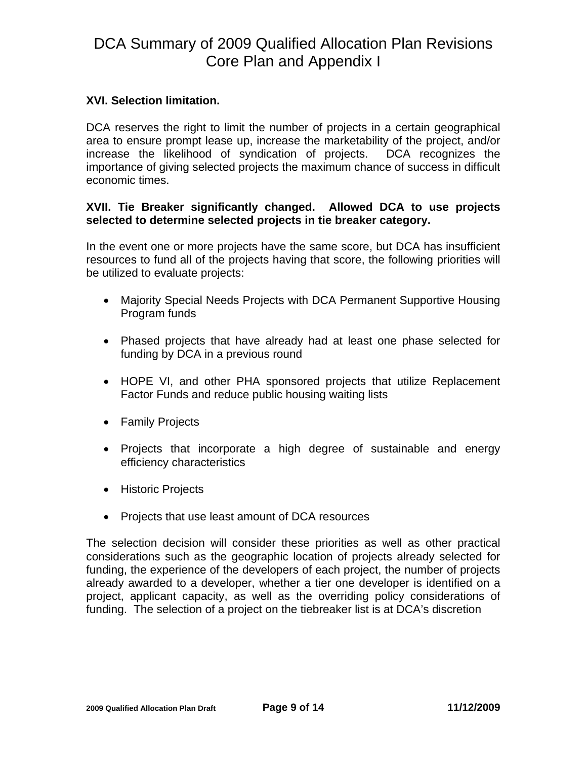### XVI. Selection limitation.

DCA reserves the right to limit the number of projects in a certain geographical area to ensure prompt lease up, increase the marketability of the project, and/or increase the likelihood of syndication of projects. DCA recognizes the importance of giving selected projects the maximum chance of success in difficult economic times.

### XVII. Tie Breaker significantly changed. Allowed DCA to use projects selected to determine selected projects in tie breaker category.

In the event one or more projects have the same score, but DCA has insufficient resources to fund all of the projects having that score, the following priorities will be utilized to evaluate projects:

- Majority Special Needs Projects with DCA Permanent Supportive Housing Program funds
- Phased projects that have already had at least one phase selected for funding by DCA in a previous round
- HOPE VI, and other PHA sponsored projects that utilize Replacement Factor Funds and reduce public housing waiting lists
- Family Projects
- Projects that incorporate a high degree of sustainable and energy efficiency characteristics
- Historic Projects
- Projects that use least amount of DCA resources

The selection decision will consider these priorities as well as other practical considerations such as the geographic location of projects already selected for funding, the experience of the developers of each project, the number of projects already awarded to a developer, whether a tier one developer is identified on a project, applicant capacity, as well as the overriding policy considerations of funding. The selection of a project on the tiebreaker list is at DCA's discretion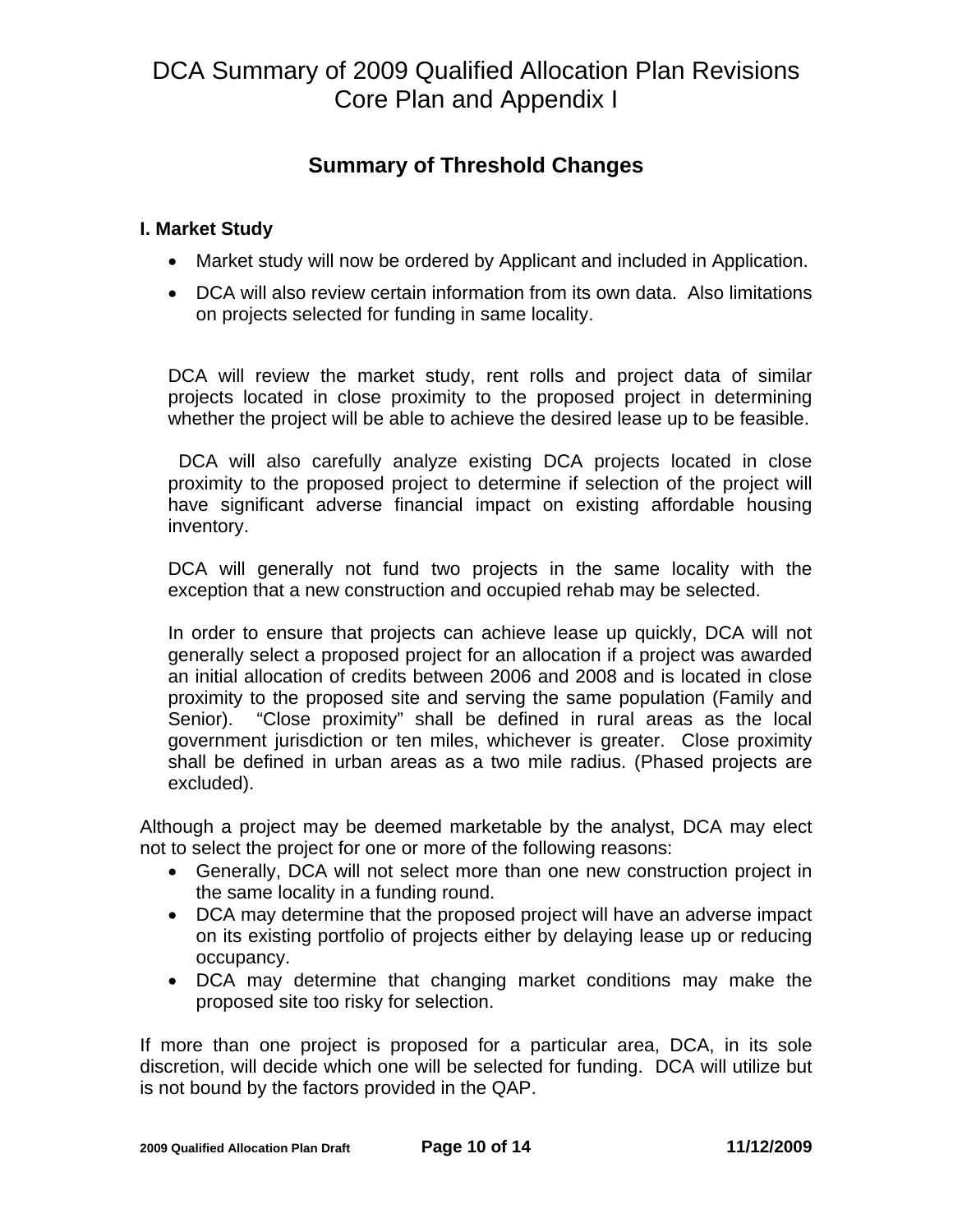# DCA Summary of 2009 Qualified Allocation Plan Revisions Core Plan and Appendix I

## Summary of Threshold Changes

### I. Market Study

- Market study will now be ordered by Applicant and included in Application.
- DCA will also review certain information from its own data. Also limitations on projects selected for funding in same locality.

DCA will review the market study, rent rolls and project data of similar projects located in close proximity to the proposed project in determining whether the project will be able to achieve the desired lease up to be feasible.

DCA will also carefully analyze existing DCA projects located in close proximity to the proposed project to determine if selection of the project will have significant adverse financial impact on existing affordable housing inventory.

DCA will generally not fund two projects in the same locality with the exception that a new construction and occupied rehab may be selected.

In order to ensure that projects can achieve lease up quickly, DCA will not generally select a proposed project for an allocation if a project was awarded an initial allocation of credits between 2006 and 2008 and is located in close proximity to the proposed site and serving the same population (Family and Senior). "Close proximity" shall be defined in rural areas as the local government jurisdiction or ten miles, whichever is greater. Close proximity shall be defined in urban areas as a two mile radius. (Phased projects are excluded).

Although a project may be deemed marketable by the analyst, DCA may elect not to select the project for one or more of the following reasons:

- Generally, DCA will not select more than one new construction project in the same locality in a funding round.
- DCA may determine that the proposed project will have an adverse impact on its existing portfolio of projects either by delaying lease up or reducing occupancy.
- DCA may determine that changing market conditions may make the proposed site too risky for selection.

If more than one project is proposed for a particular area, DCA, in its sole discretion, will decide which one will be selected for funding. DCA will utilize but is not bound by the factors provided in the QAP.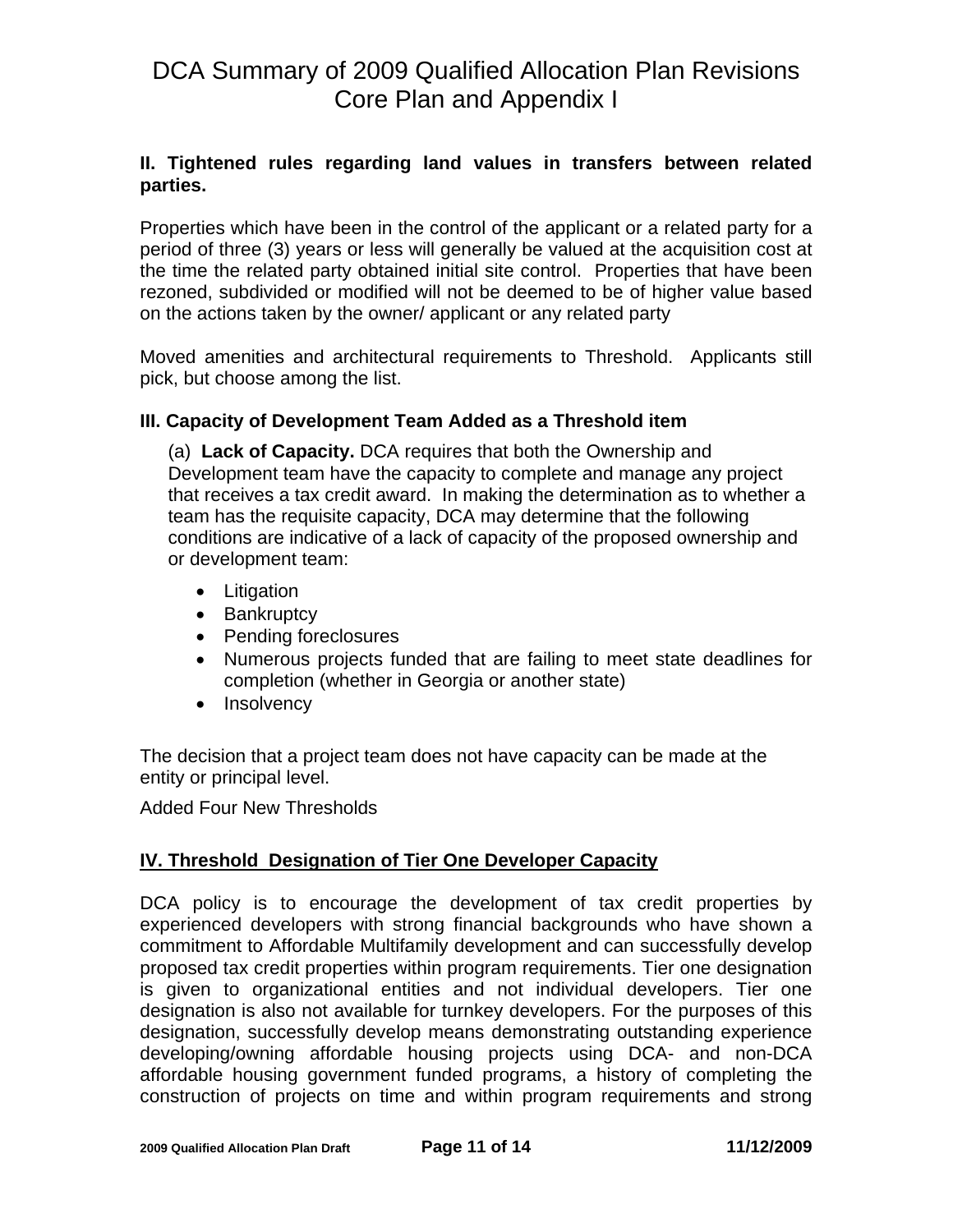# DCA Summary of 2009 Qualified Allocation Plan Revisions
# Core Plan and Appendix I

**II. Tightened rules regarding land values in transfers between related parties.**

Properties which have been in the control of the applicant or a related party for a period of three (3) years or less will generally be valued at the acquisition cost at the time the related party obtained initial site control. Properties that have been rezoned, subdivided or modified will not be deemed to be of higher value based on the actions taken by the owner/ applicant or any related party

Moved amenities and architectural requirements to Threshold. Applicants still pick, but choose among the list.

**III. Capacity of Development Team Added as a Threshold item**

(a) **Lack of Capacity.** DCA requires that both the Ownership and Development team have the capacity to complete and manage any project that receives a tax credit award. In making the determination as to whether a team has the requisite capacity, DCA may determine that the following conditions are indicative of a lack of capacity of the proposed ownership and or development team:

- Litigation
- Bankruptcy
- Pending foreclosures
- Numerous projects funded that are failing to meet state deadlines for completion (whether in Georgia or another state)
- Insolvency

The decision that a project team does not have capacity can be made at the entity or principal level.

Added Four New Thresholds

**IV. Threshold Designation of Tier One Developer Capacity**

DCA policy is to encourage the development of tax credit properties by experienced developers with strong financial backgrounds who have shown a commitment to Affordable Multifamily development and can successfully develop proposed tax credit properties within program requirements. Tier one designation is given to organizational entities and not individual developers. Tier one designation is also not available for turnkey developers. For the purposes of this designation, successfully develop means demonstrating outstanding experience developing/owning affordable housing projects using DCA- and non-DCA affordable housing government funded programs, a history of completing the construction of projects on time and within program requirements and strong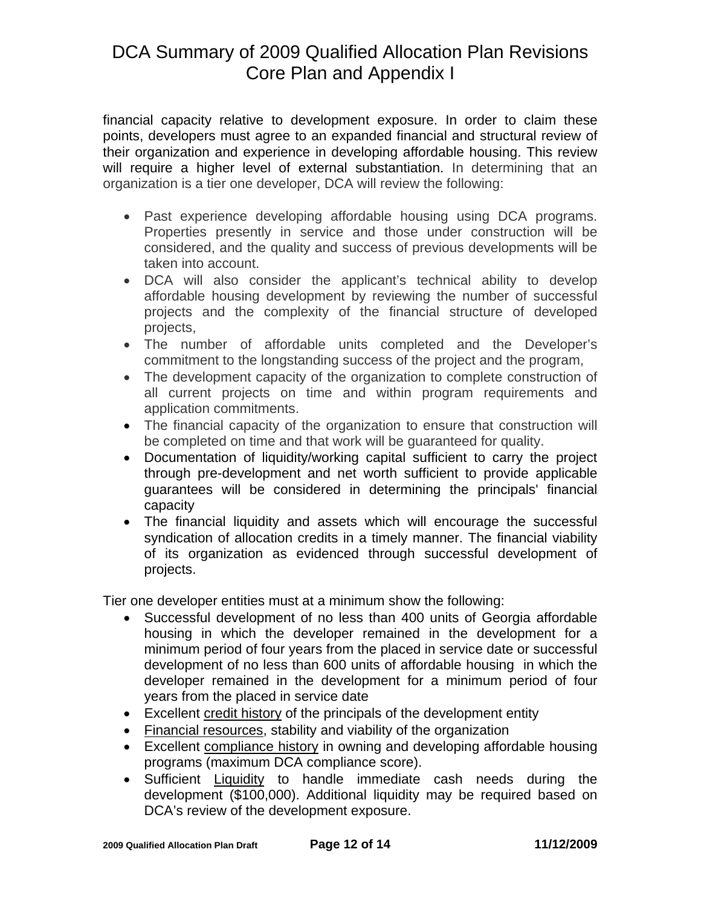financial capacity relative to development exposure. In order to claim these points, developers must agree to an expanded financial and structural review of their organization and experience in developing affordable housing. This review will require a higher level of external substantiation. In determining that an organization is a tier one developer, DCA will review the following:

- Past experience developing affordable housing using DCA programs. Properties presently in service and those under construction will be considered, and the quality and success of previous developments will be taken into account.
- DCA will also consider the applicant's technical ability to develop affordable housing development by reviewing the number of successful projects and the complexity of the financial structure of developed projects,
- The number of affordable units completed and the Developer's commitment to the longstanding success of the project and the program,
- The development capacity of the organization to complete construction of all current projects on time and within program requirements and application commitments.
- The financial capacity of the organization to ensure that construction will be completed on time and that work will be guaranteed for quality.
- Documentation of liquidity/working capital sufficient to carry the project through pre-development and net worth sufficient to provide applicable guarantees will be considered in determining the principals' financial capacity
- The financial liquidity and assets which will encourage the successful syndication of allocation credits in a timely manner. The financial viability of its organization as evidenced through successful development of projects.

Tier one developer entities must at a minimum show the following:

- Successful development of no less than 400 units of Georgia affordable housing in which the developer remained in the development for a minimum period of four years from the placed in service date or successful development of no less than 600 units of affordable housing in which the developer remained in the development for a minimum period of four years from the placed in service date
- Excellent <u>credit history</u> of the principals of the development entity
- <u>Financial resources</u>, stability and viability of the organization
- Excellent <u>compliance history</u> in owning and developing affordable housing programs (maximum DCA compliance score).
- Sufficient <u>Liquidity</u> to handle immediate cash needs during the development ($100,000). Additional liquidity may be required based on DCA's review of the development exposure.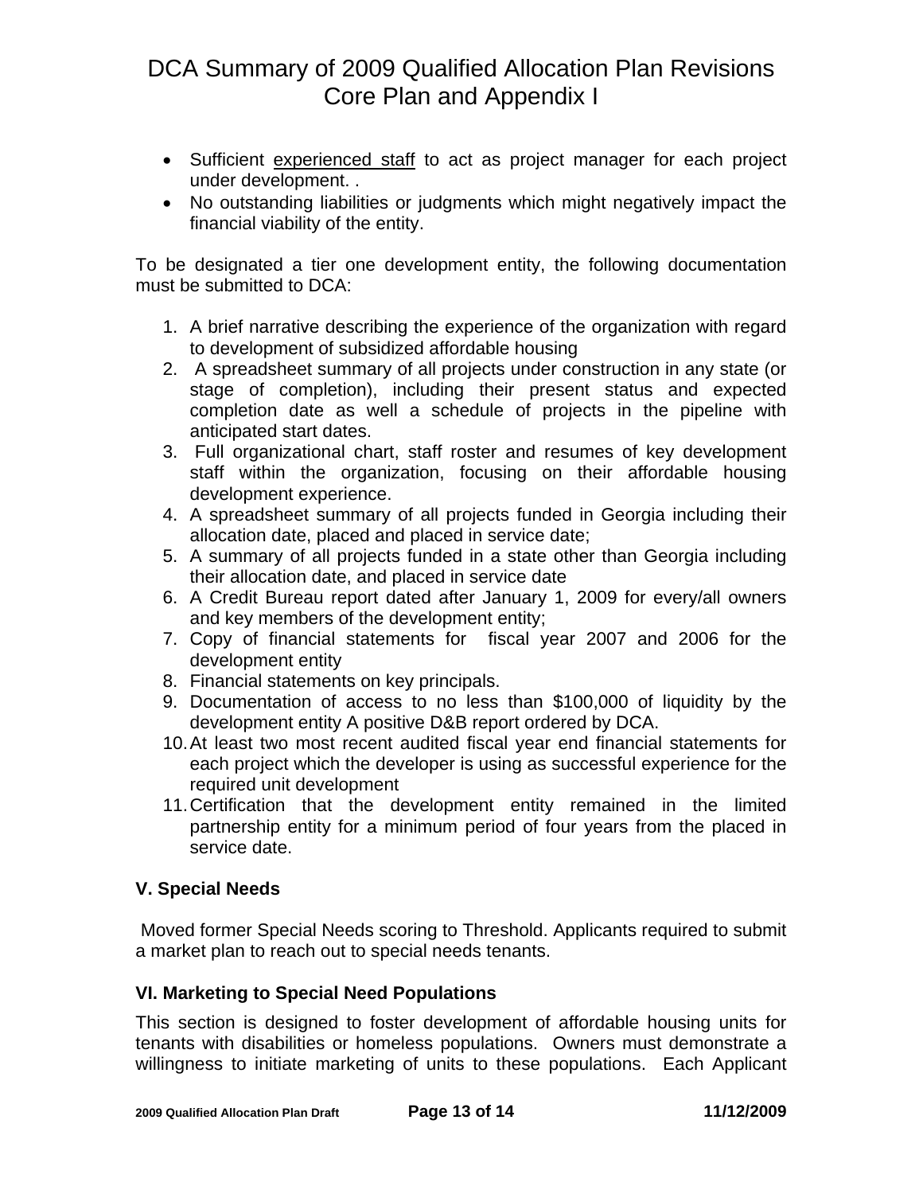- Sufficient experienced staff to act as project manager for each project under development. .
- No outstanding liabilities or judgments which might negatively impact the financial viability of the entity.

To be designated a tier one development entity, the following documentation must be submitted to DCA:

1. A brief narrative describing the experience of the organization with regard to development of subsidized affordable housing
2. A spreadsheet summary of all projects under construction in any state (or stage of completion), including their present status and expected completion date as well a schedule of projects in the pipeline with anticipated start dates.
3. Full organizational chart, staff roster and resumes of key development staff within the organization, focusing on their affordable housing development experience.
4. A spreadsheet summary of all projects funded in Georgia including their allocation date, placed and placed in service date;
5. A summary of all projects funded in a state other than Georgia including their allocation date, and placed in service date
6. A Credit Bureau report dated after January 1, 2009 for every/all owners and key members of the development entity;
7. Copy of financial statements for fiscal year 2007 and 2006 for the development entity
8. Financial statements on key principals.
9. Documentation of access to no less than $100,000 of liquidity by the development entity A positive D&B report ordered by DCA.
10. At least two most recent audited fiscal year end financial statements for each project which the developer is using as successful experience for the required unit development
11. Certification that the development entity remained in the limited partnership entity for a minimum period of four years from the placed in service date.

### V. Special Needs

Moved former Special Needs scoring to Threshold. Applicants required to submit a market plan to reach out to special needs tenants.

### VI. Marketing to Special Need Populations

This section is designed to foster development of affordable housing units for tenants with disabilities or homeless populations. Owners must demonstrate a willingness to initiate marketing of units to these populations. Each Applicant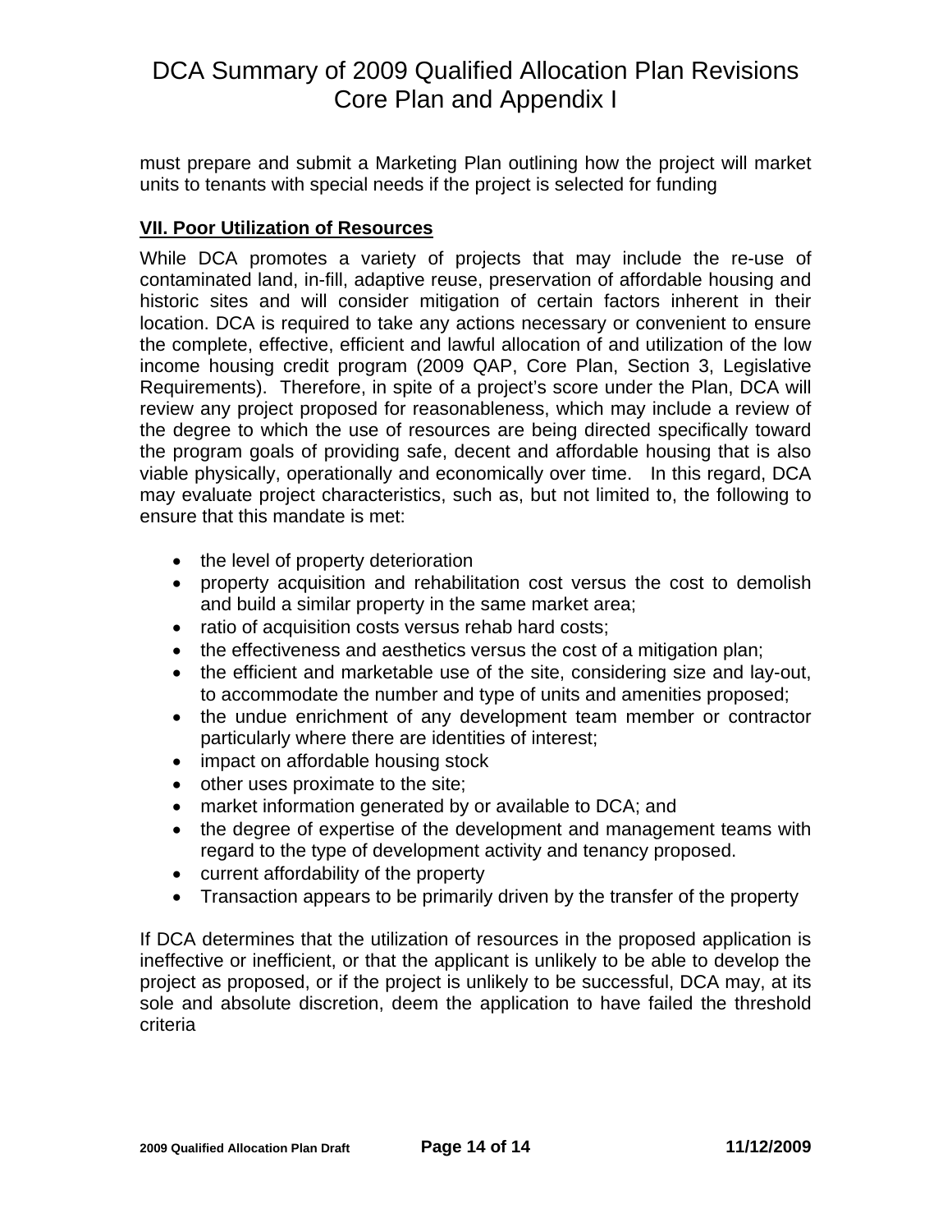must prepare and submit a Marketing Plan outlining how the project will market units to tenants with special needs if the project is selected for funding

## VII. Poor Utilization of Resources

While DCA promotes a variety of projects that may include the re-use of contaminated land, in-fill, adaptive reuse, preservation of affordable housing and historic sites and will consider mitigation of certain factors inherent in their location. DCA is required to take any actions necessary or convenient to ensure the complete, effective, efficient and lawful allocation of and utilization of the low income housing credit program (2009 QAP, Core Plan, Section 3, Legislative Requirements). Therefore, in spite of a project's score under the Plan, DCA will review any project proposed for reasonableness, which may include a review of the degree to which the use of resources are being directed specifically toward the program goals of providing safe, decent and affordable housing that is also viable physically, operationally and economically over time. In this regard, DCA may evaluate project characteristics, such as, but not limited to, the following to ensure that this mandate is met:

- the level of property deterioration
- property acquisition and rehabilitation cost versus the cost to demolish and build a similar property in the same market area;
- ratio of acquisition costs versus rehab hard costs;
- the effectiveness and aesthetics versus the cost of a mitigation plan;
- the efficient and marketable use of the site, considering size and lay-out, to accommodate the number and type of units and amenities proposed;
- the undue enrichment of any development team member or contractor particularly where there are identities of interest;
- impact on affordable housing stock
- other uses proximate to the site;
- market information generated by or available to DCA; and
- the degree of expertise of the development and management teams with regard to the type of development activity and tenancy proposed.
- current affordability of the property
- Transaction appears to be primarily driven by the transfer of the property

If DCA determines that the utilization of resources in the proposed application is ineffective or inefficient, or that the applicant is unlikely to be able to develop the project as proposed, or if the project is unlikely to be successful, DCA may, at its sole and absolute discretion, deem the application to have failed the threshold criteria